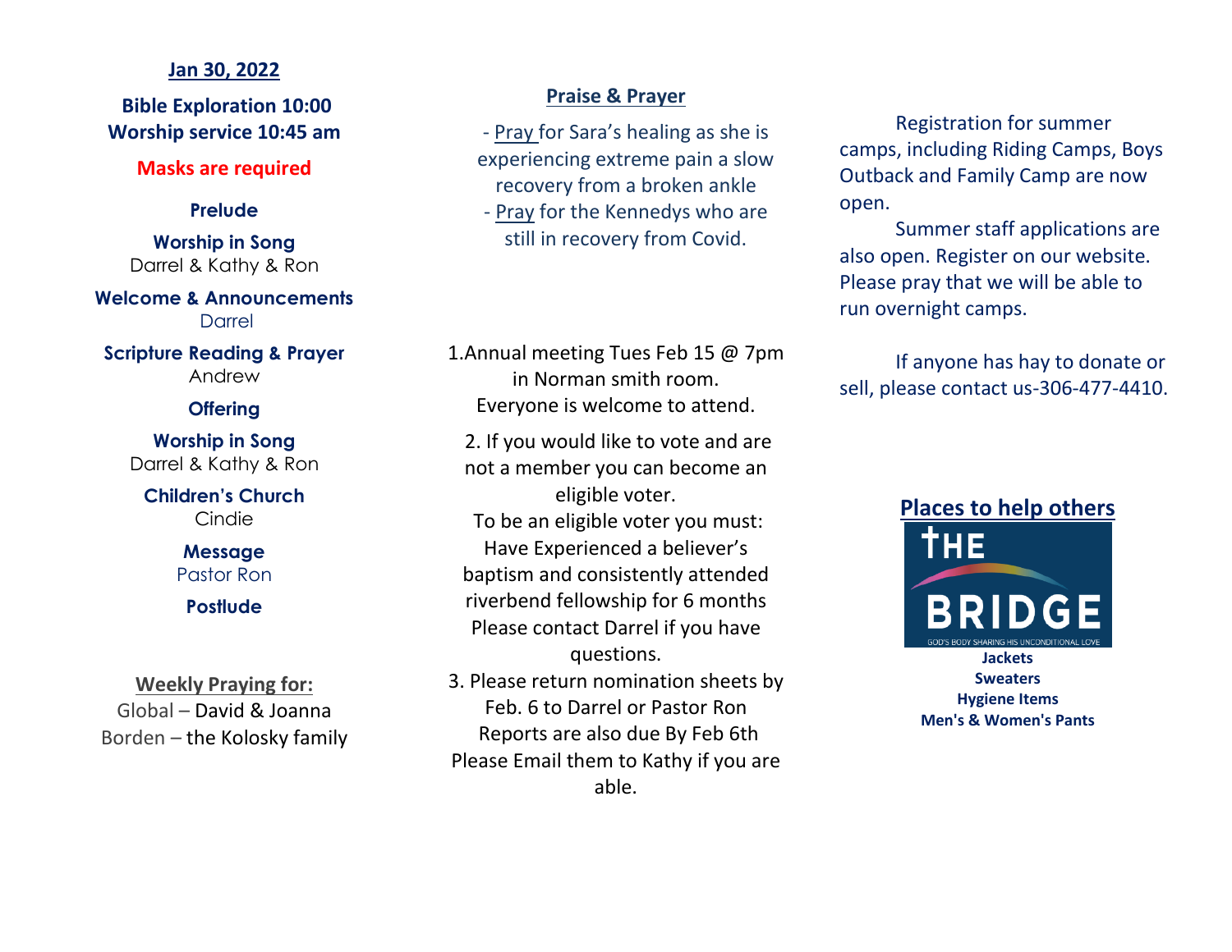**Jan 30, 2022**

**Bible Exploration 10:00**
**Worship service 10:45 am**

**Masks are required**

**Prelude**

**Worship in Song**
Darrel & Kathy & Ron

**Welcome & Announcements**
Darrel

**Scripture Reading & Prayer**
Andrew

**Offering**

**Worship in Song**
Darrel & Kathy & Ron

**Children's Church**
Cindie

**Message**
Pastor Ron

**Postlude**

**Weekly Praying for:**
Global – David & Joanna
Borden – the Kolosky family

## Praise & Prayer

- Pray for Sara's healing as she is experiencing extreme pain a slow recovery from a broken ankle
- Pray for the Kennedys who are still in recovery from Covid.

1.Annual meeting Tues Feb 15 @ 7pm in Norman smith room. Everyone is welcome to attend.

2. If you would like to vote and are not a member you can become an eligible voter.
To be an eligible voter you must: Have Experienced a believer's baptism and consistently attended riverbend fellowship for 6 months
Please contact Darrel if you have questions.

3. Please return nomination sheets by Feb. 6 to Darrel or Pastor Ron
Reports are also due By Feb 6th
Please Email them to Kathy if you are able.

Registration for summer camps, including Riding Camps, Boys Outback and Family Camp are now open.

Summer staff applications are also open. Register on our website. Please pray that we will be able to run overnight camps.

If anyone has hay to donate or sell, please contact us-306-477-4410.

## Places to help others

THE BRIDGE
GOD'S BODY SHARING HIS UNCONDITIONAL LOVE

**Jackets**
**Sweaters**
**Hygiene Items**
**Men's & Women's Pants**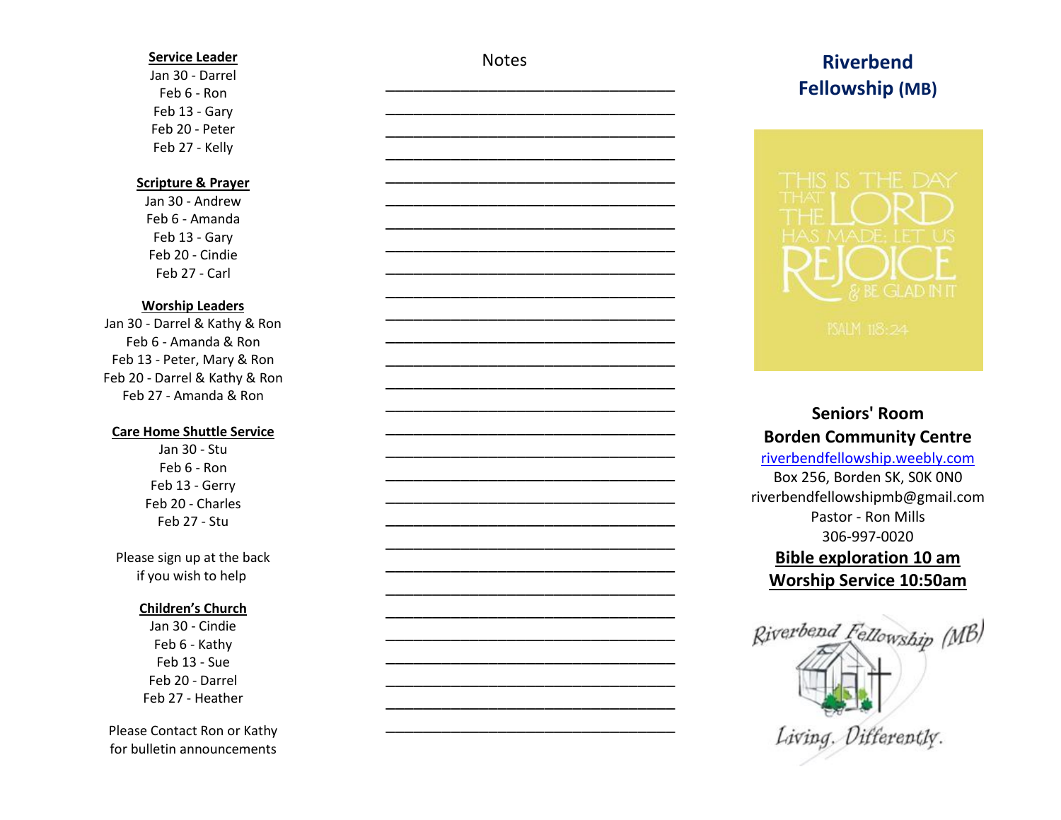**Service Leader**

Jan 30 - Darrel
Feb 6 - Ron
Feb 13 - Gary
Feb 20 - Peter
Feb 27 - Kelly

**Scripture & Prayer**

Jan 30 - Andrew
Feb 6 - Amanda
Feb 13 - Gary
Feb 20 - Cindie
Feb 27 - Carl

**Worship Leaders**

Jan 30 - Darrel & Kathy & Ron
Feb 6 - Amanda & Ron
Feb 13 - Peter, Mary & Ron
Feb 20 - Darrel & Kathy & Ron
Feb 27 - Amanda & Ron

**Care Home Shuttle Service**

Jan 30 - Stu
Feb 6 - Ron
Feb 13 - Gerry
Feb 20 - Charles
Feb 27 - Stu

Please sign up at the back if you wish to help

**Children's Church**

Jan 30 - Cindie
Feb 6 - Kathy
Feb 13 - Sue
Feb 20 - Darrel
Feb 27 - Heather

Please Contact Ron or Kathy for bulletin announcements

Notes

____________________________________
____________________________________
____________________________________
____________________________________
____________________________________
____________________________________
____________________________________
____________________________________
____________________________________
____________________________________
____________________________________
____________________________________
____________________________________
____________________________________
____________________________________
____________________________________
____________________________________
____________________________________
____________________________________
____________________________________
____________________________________
____________________________________
____________________________________
____________________________________
____________________________________
____________________________________
____________________________________
____________________________________

# Riverbend Fellowship (MB)

THIS IS THE DAY THAT THE LORD HAS MADE; LET US REJOICE & BE GLAD IN IT

PSALM 118:24

**Seniors' Room**
**Borden Community Centre**

riverbendfellowship.weebly.com
Box 256, Borden SK, S0K 0N0
riverbendfellowshipmb@gmail.com
Pastor - Ron Mills
306-997-0020

**Bible exploration 10 am**
**Worship Service 10:50am**

Riverbend Fellowship (MB)

Living. Differently.